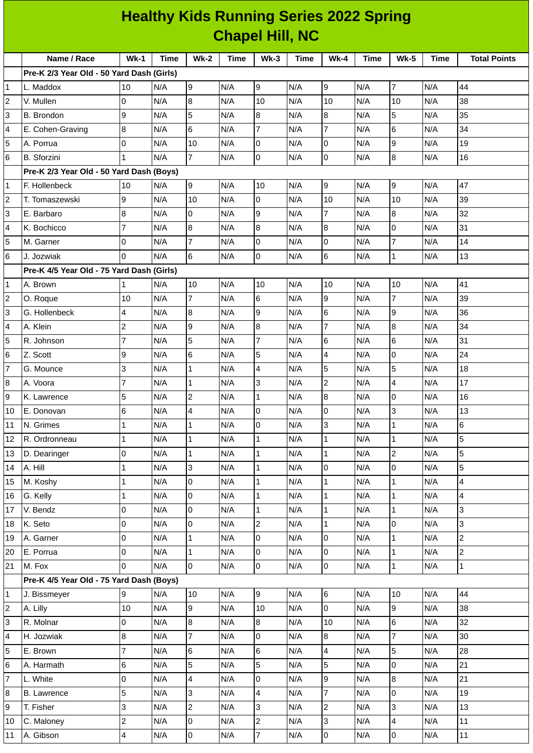# Healthy Kids Running Series 2022 Spring
## Chapel Hill, NC

| | Name / Race | Wk-1 | Time | Wk-2 | Time | Wk-3 | Time | Wk-4 | Time | Wk-5 | Time | Total Points |
|---|---|---|---|---|---|---|---|---|---|---|---|---|
| | **Pre-K 2/3 Year Old - 50 Yard Dash (Girls)** | | | | | | | | | | | |
| 1 | L. Maddox | 10 | N/A | 9 | N/A | 9 | N/A | 9 | N/A | 7 | N/A | 44 |
| 2 | V. Mullen | 0 | N/A | 8 | N/A | 10 | N/A | 10 | N/A | 10 | N/A | 38 |
| 3 | B. Brondon | 9 | N/A | 5 | N/A | 8 | N/A | 8 | N/A | 5 | N/A | 35 |
| 4 | E. Cohen-Graving | 8 | N/A | 6 | N/A | 7 | N/A | 7 | N/A | 6 | N/A | 34 |
| 5 | A. Porrua | 0 | N/A | 10 | N/A | 0 | N/A | 0 | N/A | 9 | N/A | 19 |
| 6 | B. Sforzini | 1 | N/A | 7 | N/A | 0 | N/A | 0 | N/A | 8 | N/A | 16 |
| | **Pre-K 2/3 Year Old - 50 Yard Dash (Boys)** | | | | | | | | | | | |
| 1 | F. Hollenbeck | 10 | N/A | 9 | N/A | 10 | N/A | 9 | N/A | 9 | N/A | 47 |
| 2 | T. Tomaszewski | 9 | N/A | 10 | N/A | 0 | N/A | 10 | N/A | 10 | N/A | 39 |
| 3 | E. Barbaro | 8 | N/A | 0 | N/A | 9 | N/A | 7 | N/A | 8 | N/A | 32 |
| 4 | K. Bochicco | 7 | N/A | 8 | N/A | 8 | N/A | 8 | N/A | 0 | N/A | 31 |
| 5 | M. Garner | 0 | N/A | 7 | N/A | 0 | N/A | 0 | N/A | 7 | N/A | 14 |
| 6 | J. Jozwiak | 0 | N/A | 6 | N/A | 0 | N/A | 6 | N/A | 1 | N/A | 13 |
| | **Pre-K 4/5 Year Old - 75 Yard Dash (Girls)** | | | | | | | | | | | |
| 1 | A. Brown | 1 | N/A | 10 | N/A | 10 | N/A | 10 | N/A | 10 | N/A | 41 |
| 2 | O. Roque | 10 | N/A | 7 | N/A | 6 | N/A | 9 | N/A | 7 | N/A | 39 |
| 3 | G. Hollenbeck | 4 | N/A | 8 | N/A | 9 | N/A | 6 | N/A | 9 | N/A | 36 |
| 4 | A. Klein | 2 | N/A | 9 | N/A | 8 | N/A | 7 | N/A | 8 | N/A | 34 |
| 5 | R. Johnson | 7 | N/A | 5 | N/A | 7 | N/A | 6 | N/A | 6 | N/A | 31 |
| 6 | Z. Scott | 9 | N/A | 6 | N/A | 5 | N/A | 4 | N/A | 0 | N/A | 24 |
| 7 | G. Mounce | 3 | N/A | 1 | N/A | 4 | N/A | 5 | N/A | 5 | N/A | 18 |
| 8 | A. Voora | 7 | N/A | 1 | N/A | 3 | N/A | 2 | N/A | 4 | N/A | 17 |
| 9 | K. Lawrence | 5 | N/A | 2 | N/A | 1 | N/A | 8 | N/A | 0 | N/A | 16 |
| 10 | E. Donovan | 6 | N/A | 4 | N/A | 0 | N/A | 0 | N/A | 3 | N/A | 13 |
| 11 | N. Grimes | 1 | N/A | 1 | N/A | 0 | N/A | 3 | N/A | 1 | N/A | 6 |
| 12 | R. Ordronneau | 1 | N/A | 1 | N/A | 1 | N/A | 1 | N/A | 1 | N/A | 5 |
| 13 | D. Dearinger | 0 | N/A | 1 | N/A | 1 | N/A | 1 | N/A | 2 | N/A | 5 |
| 14 | A. Hill | 1 | N/A | 3 | N/A | 1 | N/A | 0 | N/A | 0 | N/A | 5 |
| 15 | M. Koshy | 1 | N/A | 0 | N/A | 1 | N/A | 1 | N/A | 1 | N/A | 4 |
| 16 | G. Kelly | 1 | N/A | 0 | N/A | 1 | N/A | 1 | N/A | 1 | N/A | 4 |
| 17 | V. Bendz | 0 | N/A | 0 | N/A | 1 | N/A | 1 | N/A | 1 | N/A | 3 |
| 18 | K. Seto | 0 | N/A | 0 | N/A | 2 | N/A | 1 | N/A | 0 | N/A | 3 |
| 19 | A. Garner | 0 | N/A | 1 | N/A | 0 | N/A | 0 | N/A | 1 | N/A | 2 |
| 20 | E. Porrua | 0 | N/A | 1 | N/A | 0 | N/A | 0 | N/A | 1 | N/A | 2 |
| 21 | M. Fox | 0 | N/A | 0 | N/A | 0 | N/A | 0 | N/A | 1 | N/A | 1 |
| | **Pre-K 4/5 Year Old - 75 Yard Dash (Boys)** | | | | | | | | | | | |
| 1 | J. Bissmeyer | 9 | N/A | 10 | N/A | 9 | N/A | 6 | N/A | 10 | N/A | 44 |
| 2 | A. Lilly | 10 | N/A | 9 | N/A | 10 | N/A | 0 | N/A | 9 | N/A | 38 |
| 3 | R. Molnar | 0 | N/A | 8 | N/A | 8 | N/A | 10 | N/A | 6 | N/A | 32 |
| 4 | H. Jozwiak | 8 | N/A | 7 | N/A | 0 | N/A | 8 | N/A | 7 | N/A | 30 |
| 5 | E. Brown | 7 | N/A | 6 | N/A | 6 | N/A | 4 | N/A | 5 | N/A | 28 |
| 6 | A. Harmath | 6 | N/A | 5 | N/A | 5 | N/A | 5 | N/A | 0 | N/A | 21 |
| 7 | L. White | 0 | N/A | 4 | N/A | 0 | N/A | 9 | N/A | 8 | N/A | 21 |
| 8 | B. Lawrence | 5 | N/A | 3 | N/A | 4 | N/A | 7 | N/A | 0 | N/A | 19 |
| 9 | T. Fisher | 3 | N/A | 2 | N/A | 3 | N/A | 2 | N/A | 3 | N/A | 13 |
| 10 | C. Maloney | 2 | N/A | 0 | N/A | 2 | N/A | 3 | N/A | 4 | N/A | 11 |
| 11 | A. Gibson | 4 | N/A | 0 | N/A | 7 | N/A | 0 | N/A | 0 | N/A | 11 |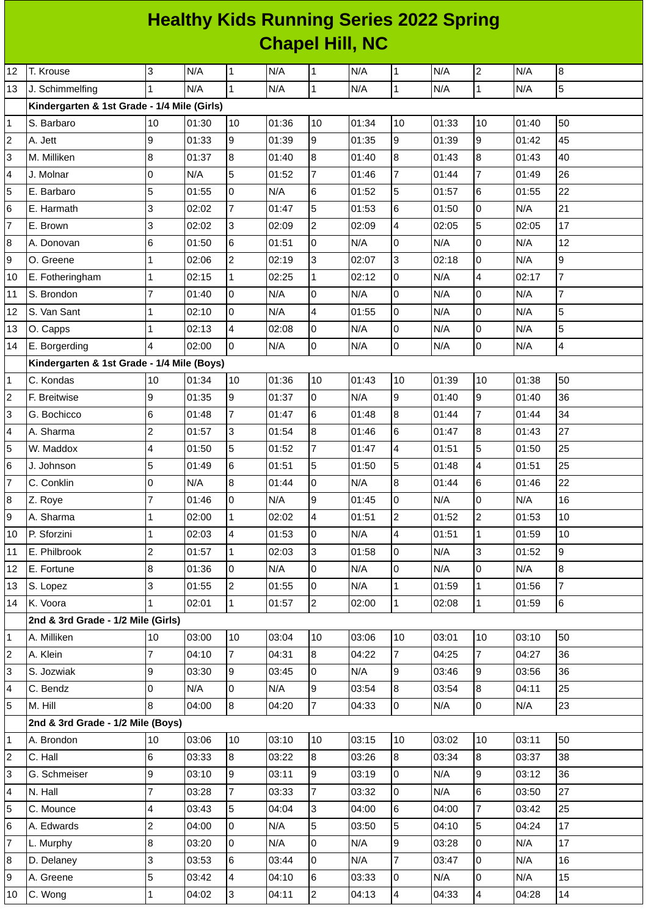# Healthy Kids Running Series 2022 Spring
## Chapel Hill, NC

| | | | | | | | | | | | | |
|---|---|---|---|---|---|---|---|---|---|---|---|---|
| 12 | T. Krouse | 3 | N/A | 1 | N/A | 1 | N/A | 1 | N/A | 2 | N/A | 8 |
| 13 | J. Schimmelfing | 1 | N/A | 1 | N/A | 1 | N/A | 1 | N/A | 1 | N/A | 5 |
| | **Kindergarten & 1st Grade - 1/4 Mile (Girls)** | | | | | | | | | | | |
| 1 | S. Barbaro | 10 | 01:30 | 10 | 01:36 | 10 | 01:34 | 10 | 01:33 | 10 | 01:40 | 50 |
| 2 | A. Jett | 9 | 01:33 | 9 | 01:39 | 9 | 01:35 | 9 | 01:39 | 9 | 01:42 | 45 |
| 3 | M. Milliken | 8 | 01:37 | 8 | 01:40 | 8 | 01:40 | 8 | 01:43 | 8 | 01:43 | 40 |
| 4 | J. Molnar | 0 | N/A | 5 | 01:52 | 7 | 01:46 | 7 | 01:44 | 7 | 01:49 | 26 |
| 5 | E. Barbaro | 5 | 01:55 | 0 | N/A | 6 | 01:52 | 5 | 01:57 | 6 | 01:55 | 22 |
| 6 | E. Harmath | 3 | 02:02 | 7 | 01:47 | 5 | 01:53 | 6 | 01:50 | 0 | N/A | 21 |
| 7 | E. Brown | 3 | 02:02 | 3 | 02:09 | 2 | 02:09 | 4 | 02:05 | 5 | 02:05 | 17 |
| 8 | A. Donovan | 6 | 01:50 | 6 | 01:51 | 0 | N/A | 0 | N/A | 0 | N/A | 12 |
| 9 | O. Greene | 1 | 02:06 | 2 | 02:19 | 3 | 02:07 | 3 | 02:18 | 0 | N/A | 9 |
| 10 | E. Fotheringham | 1 | 02:15 | 1 | 02:25 | 1 | 02:12 | 0 | N/A | 4 | 02:17 | 7 |
| 11 | S. Brondon | 7 | 01:40 | 0 | N/A | 0 | N/A | 0 | N/A | 0 | N/A | 7 |
| 12 | S. Van Sant | 1 | 02:10 | 0 | N/A | 4 | 01:55 | 0 | N/A | 0 | N/A | 5 |
| 13 | O. Capps | 1 | 02:13 | 4 | 02:08 | 0 | N/A | 0 | N/A | 0 | N/A | 5 |
| 14 | E. Borgerding | 4 | 02:00 | 0 | N/A | 0 | N/A | 0 | N/A | 0 | N/A | 4 |
| | **Kindergarten & 1st Grade - 1/4 Mile (Boys)** | | | | | | | | | | | |
| 1 | C. Kondas | 10 | 01:34 | 10 | 01:36 | 10 | 01:43 | 10 | 01:39 | 10 | 01:38 | 50 |
| 2 | F. Breitwise | 9 | 01:35 | 9 | 01:37 | 0 | N/A | 9 | 01:40 | 9 | 01:40 | 36 |
| 3 | G. Bochicco | 6 | 01:48 | 7 | 01:47 | 6 | 01:48 | 8 | 01:44 | 7 | 01:44 | 34 |
| 4 | A. Sharma | 2 | 01:57 | 3 | 01:54 | 8 | 01:46 | 6 | 01:47 | 8 | 01:43 | 27 |
| 5 | W. Maddox | 4 | 01:50 | 5 | 01:52 | 7 | 01:47 | 4 | 01:51 | 5 | 01:50 | 25 |
| 6 | J. Johnson | 5 | 01:49 | 6 | 01:51 | 5 | 01:50 | 5 | 01:48 | 4 | 01:51 | 25 |
| 7 | C. Conklin | 0 | N/A | 8 | 01:44 | 0 | N/A | 8 | 01:44 | 6 | 01:46 | 22 |
| 8 | Z. Roye | 7 | 01:46 | 0 | N/A | 9 | 01:45 | 0 | N/A | 0 | N/A | 16 |
| 9 | A. Sharma | 1 | 02:00 | 1 | 02:02 | 4 | 01:51 | 2 | 01:52 | 2 | 01:53 | 10 |
| 10 | P. Sforzini | 1 | 02:03 | 4 | 01:53 | 0 | N/A | 4 | 01:51 | 1 | 01:59 | 10 |
| 11 | E. Philbrook | 2 | 01:57 | 1 | 02:03 | 3 | 01:58 | 0 | N/A | 3 | 01:52 | 9 |
| 12 | E. Fortune | 8 | 01:36 | 0 | N/A | 0 | N/A | 0 | N/A | 0 | N/A | 8 |
| 13 | S. Lopez | 3 | 01:55 | 2 | 01:55 | 0 | N/A | 1 | 01:59 | 1 | 01:56 | 7 |
| 14 | K. Voora | 1 | 02:01 | 1 | 01:57 | 2 | 02:00 | 1 | 02:08 | 1 | 01:59 | 6 |
| | **2nd & 3rd Grade - 1/2 Mile (Girls)** | | | | | | | | | | | |
| 1 | A. Milliken | 10 | 03:00 | 10 | 03:04 | 10 | 03:06 | 10 | 03:01 | 10 | 03:10 | 50 |
| 2 | A. Klein | 7 | 04:10 | 7 | 04:31 | 8 | 04:22 | 7 | 04:25 | 7 | 04:27 | 36 |
| 3 | S. Jozwiak | 9 | 03:30 | 9 | 03:45 | 0 | N/A | 9 | 03:46 | 9 | 03:56 | 36 |
| 4 | C. Bendz | 0 | N/A | 0 | N/A | 9 | 03:54 | 8 | 03:54 | 8 | 04:11 | 25 |
| 5 | M. Hill | 8 | 04:00 | 8 | 04:20 | 7 | 04:33 | 0 | N/A | 0 | N/A | 23 |
| | **2nd & 3rd Grade - 1/2 Mile (Boys)** | | | | | | | | | | | |
| 1 | A. Brondon | 10 | 03:06 | 10 | 03:10 | 10 | 03:15 | 10 | 03:02 | 10 | 03:11 | 50 |
| 2 | C. Hall | 6 | 03:33 | 8 | 03:22 | 8 | 03:26 | 8 | 03:34 | 8 | 03:37 | 38 |
| 3 | G. Schmeiser | 9 | 03:10 | 9 | 03:11 | 9 | 03:19 | 0 | N/A | 9 | 03:12 | 36 |
| 4 | N. Hall | 7 | 03:28 | 7 | 03:33 | 7 | 03:32 | 0 | N/A | 6 | 03:50 | 27 |
| 5 | C. Mounce | 4 | 03:43 | 5 | 04:04 | 3 | 04:00 | 6 | 04:00 | 7 | 03:42 | 25 |
| 6 | A. Edwards | 2 | 04:00 | 0 | N/A | 5 | 03:50 | 5 | 04:10 | 5 | 04:24 | 17 |
| 7 | L. Murphy | 8 | 03:20 | 0 | N/A | 0 | N/A | 9 | 03:28 | 0 | N/A | 17 |
| 8 | D. Delaney | 3 | 03:53 | 6 | 03:44 | 0 | N/A | 7 | 03:47 | 0 | N/A | 16 |
| 9 | A. Greene | 5 | 03:42 | 4 | 04:10 | 6 | 03:33 | 0 | N/A | 0 | N/A | 15 |
| 10 | C. Wong | 1 | 04:02 | 3 | 04:11 | 2 | 04:13 | 4 | 04:33 | 4 | 04:28 | 14 |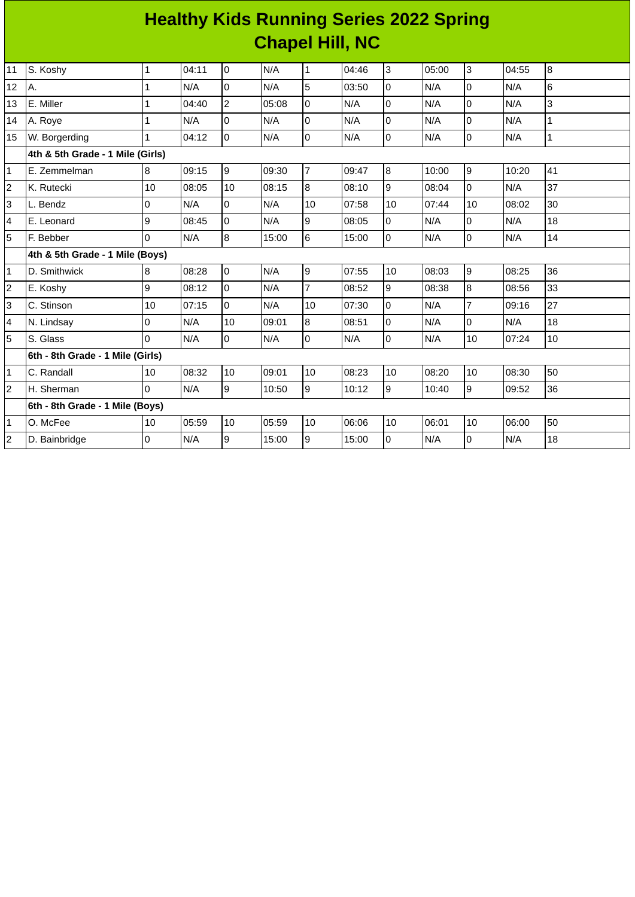# Healthy Kids Running Series 2022 Spring
## Chapel Hill, NC

| | | | | | | | | | | | |
|---|---|---|---|---|---|---|---|---|---|---|---|
| 11 | S. Koshy | 1 | 04:11 | 0 | N/A | 1 | 04:46 | 3 | 05:00 | 3 | 04:55 | 8 |
| 12 | A. | 1 | N/A | 0 | N/A | 5 | 03:50 | 0 | N/A | 0 | N/A | 6 |
| 13 | E. Miller | 1 | 04:40 | 2 | 05:08 | 0 | N/A | 0 | N/A | 0 | N/A | 3 |
| 14 | A. Roye | 1 | N/A | 0 | N/A | 0 | N/A | 0 | N/A | 0 | N/A | 1 |
| 15 | W. Borgerding | 1 | 04:12 | 0 | N/A | 0 | N/A | 0 | N/A | 0 | N/A | 1 |
| | **4th & 5th Grade - 1 Mile (Girls)** | | | | | | | | | | | |
| 1 | E. Zemmelman | 8 | 09:15 | 9 | 09:30 | 7 | 09:47 | 8 | 10:00 | 9 | 10:20 | 41 |
| 2 | K. Rutecki | 10 | 08:05 | 10 | 08:15 | 8 | 08:10 | 9 | 08:04 | 0 | N/A | 37 |
| 3 | L. Bendz | 0 | N/A | 0 | N/A | 10 | 07:58 | 10 | 07:44 | 10 | 08:02 | 30 |
| 4 | E. Leonard | 9 | 08:45 | 0 | N/A | 9 | 08:05 | 0 | N/A | 0 | N/A | 18 |
| 5 | F. Bebber | 0 | N/A | 8 | 15:00 | 6 | 15:00 | 0 | N/A | 0 | N/A | 14 |
| | **4th & 5th Grade - 1 Mile (Boys)** | | | | | | | | | | | |
| 1 | D. Smithwick | 8 | 08:28 | 0 | N/A | 9 | 07:55 | 10 | 08:03 | 9 | 08:25 | 36 |
| 2 | E. Koshy | 9 | 08:12 | 0 | N/A | 7 | 08:52 | 9 | 08:38 | 8 | 08:56 | 33 |
| 3 | C. Stinson | 10 | 07:15 | 0 | N/A | 10 | 07:30 | 0 | N/A | 7 | 09:16 | 27 |
| 4 | N. Lindsay | 0 | N/A | 10 | 09:01 | 8 | 08:51 | 0 | N/A | 0 | N/A | 18 |
| 5 | S. Glass | 0 | N/A | 0 | N/A | 0 | N/A | 0 | N/A | 10 | 07:24 | 10 |
| | **6th - 8th Grade - 1 Mile (Girls)** | | | | | | | | | | | |
| 1 | C. Randall | 10 | 08:32 | 10 | 09:01 | 10 | 08:23 | 10 | 08:20 | 10 | 08:30 | 50 |
| 2 | H. Sherman | 0 | N/A | 9 | 10:50 | 9 | 10:12 | 9 | 10:40 | 9 | 09:52 | 36 |
| | **6th - 8th Grade - 1 Mile (Boys)** | | | | | | | | | | | |
| 1 | O. McFee | 10 | 05:59 | 10 | 05:59 | 10 | 06:06 | 10 | 06:01 | 10 | 06:00 | 50 |
| 2 | D. Bainbridge | 0 | N/A | 9 | 15:00 | 9 | 15:00 | 0 | N/A | 0 | N/A | 18 |